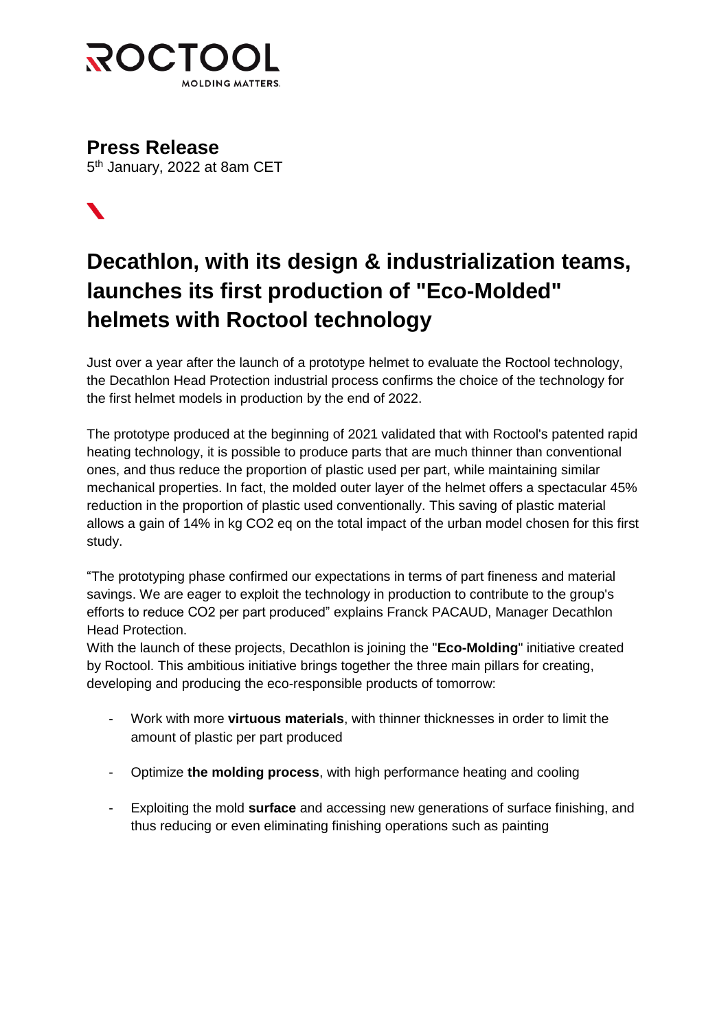ROCTOOL
MOLDING MATTERS.

## Press Release

5th January, 2022 at 8am CET

# Decathlon, with its design & industrialization teams, launches its first production of "Eco-Molded" helmets with Roctool technology

Just over a year after the launch of a prototype helmet to evaluate the Roctool technology, the Decathlon Head Protection industrial process confirms the choice of the technology for the first helmet models in production by the end of 2022.

The prototype produced at the beginning of 2021 validated that with Roctool's patented rapid heating technology, it is possible to produce parts that are much thinner than conventional ones, and thus reduce the proportion of plastic used per part, while maintaining similar mechanical properties. In fact, the molded outer layer of the helmet offers a spectacular 45% reduction in the proportion of plastic used conventionally. This saving of plastic material allows a gain of 14% in kg CO2 eq on the total impact of the urban model chosen for this first study.

"The prototyping phase confirmed our expectations in terms of part fineness and material savings. We are eager to exploit the technology in production to contribute to the group's efforts to reduce CO2 per part produced" explains Franck PACAUD, Manager Decathlon Head Protection.

With the launch of these projects, Decathlon is joining the "**Eco-Molding**" initiative created by Roctool. This ambitious initiative brings together the three main pillars for creating, developing and producing the eco-responsible products of tomorrow:

- Work with more **virtuous materials**, with thinner thicknesses in order to limit the amount of plastic per part produced
- Optimize **the molding process**, with high performance heating and cooling
- Exploiting the mold **surface** and accessing new generations of surface finishing, and thus reducing or even eliminating finishing operations such as painting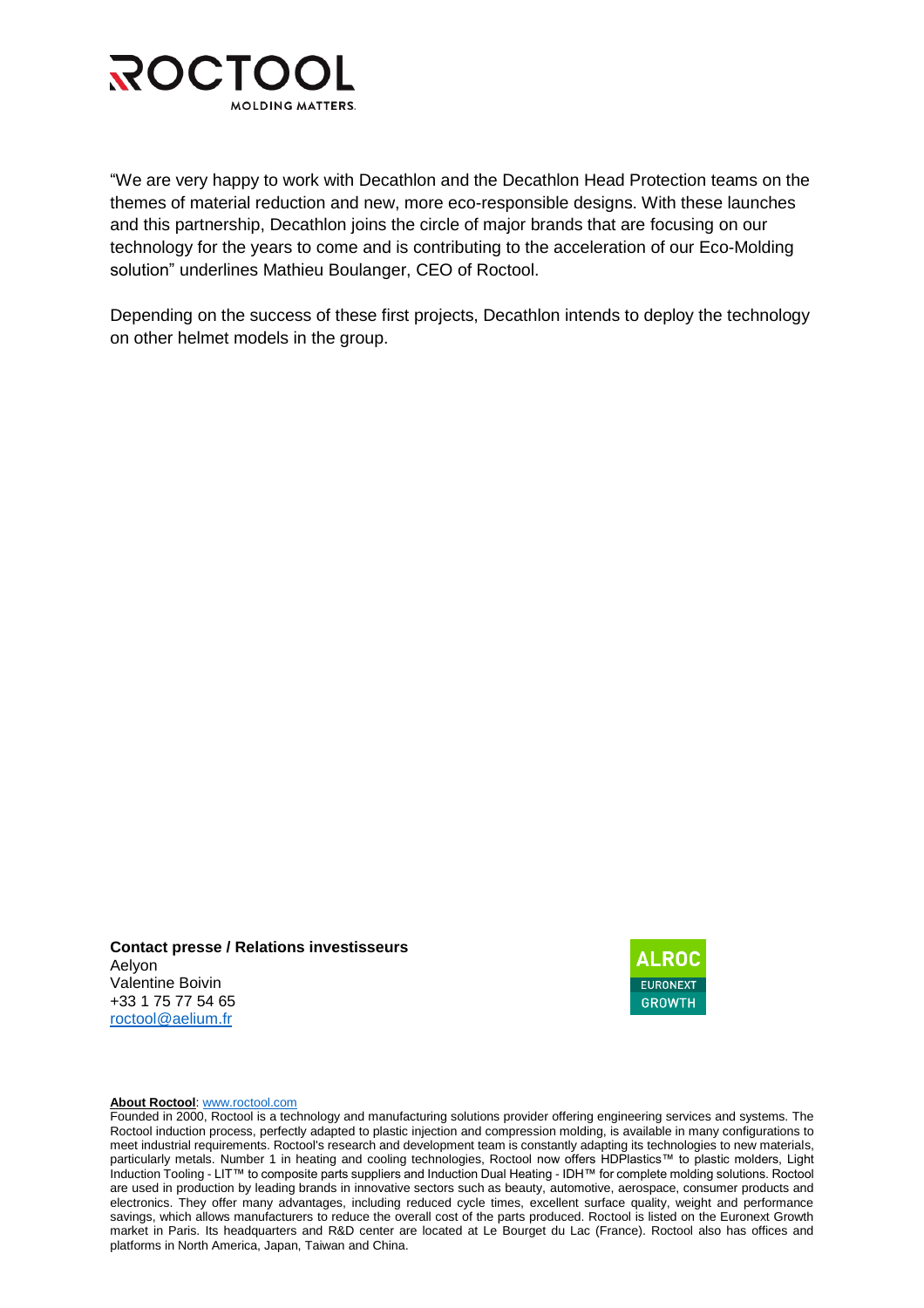"We are very happy to work with Decathlon and the Decathlon Head Protection teams on the themes of material reduction and new, more eco-responsible designs. With these launches and this partnership, Decathlon joins the circle of major brands that are focusing on our technology for the years to come and is contributing to the acceleration of our Eco-Molding solution" underlines Mathieu Boulanger, CEO of Roctool.

Depending on the success of these first projects, Decathlon intends to deploy the technology on other helmet models in the group.

**Contact presse / Relations investisseurs**
Aelyon
Valentine Boivin
+33 1 75 77 54 65
roctool@aelium.fr

ALROC
EURONEXT
GROWTH

**About Roctool**: www.roctool.com
Founded in 2000, Roctool is a technology and manufacturing solutions provider offering engineering services and systems. The Roctool induction process, perfectly adapted to plastic injection and compression molding, is available in many configurations to meet industrial requirements. Roctool's research and development team is constantly adapting its technologies to new materials, particularly metals. Number 1 in heating and cooling technologies, Roctool now offers HDPlastics™ to plastic molders, Light Induction Tooling - LIT™ to composite parts suppliers and Induction Dual Heating - IDH™ for complete molding solutions. Roctool are used in production by leading brands in innovative sectors such as beauty, automotive, aerospace, consumer products and electronics. They offer many advantages, including reduced cycle times, excellent surface quality, weight and performance savings, which allows manufacturers to reduce the overall cost of the parts produced. Roctool is listed on the Euronext Growth market in Paris. Its headquarters and R&D center are located at Le Bourget du Lac (France). Roctool also has offices and platforms in North America, Japan, Taiwan and China.